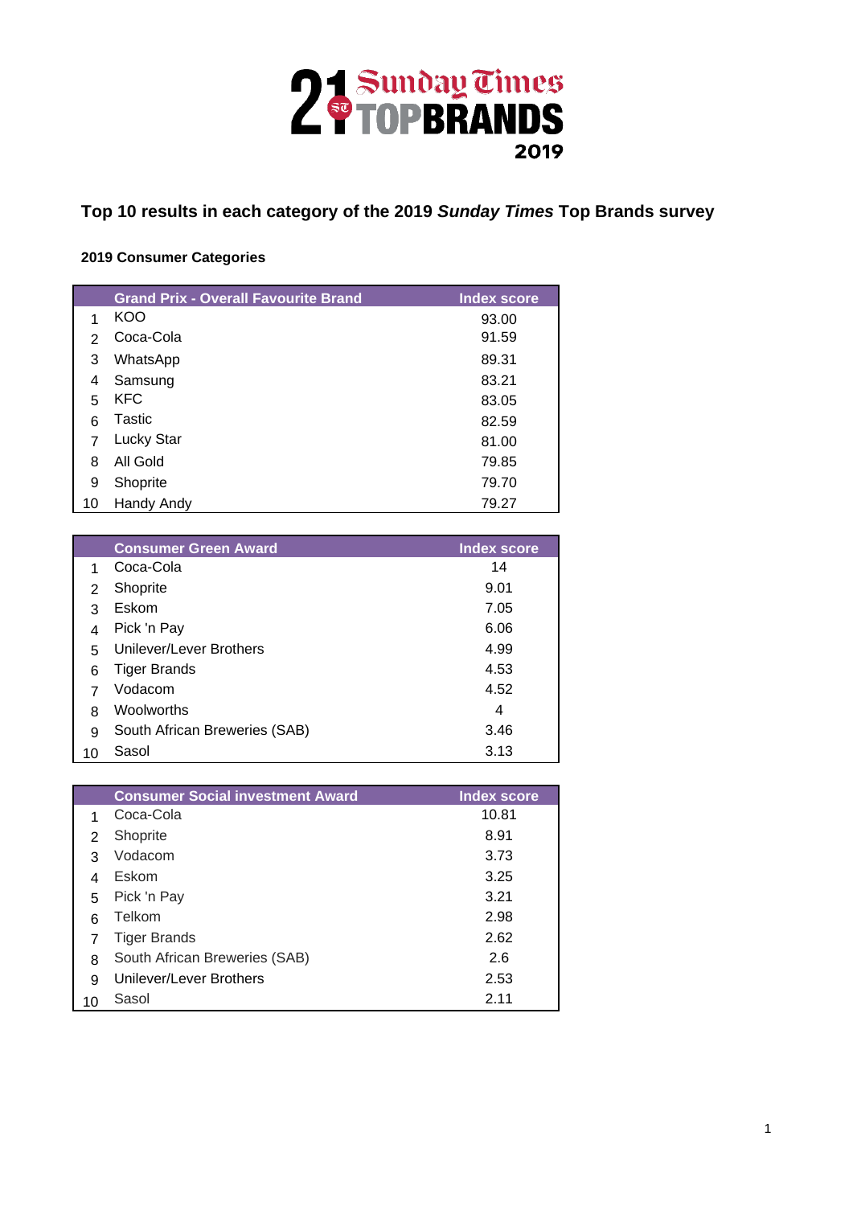# 21 Sunday Times TOP BRANDS 2019

## Top 10 results in each category of the 2019 *Sunday Times* Top Brands survey

### 2019 Consumer Categories

| | Grand Prix - Overall Favourite Brand | Index score |
|---|---|---|
| 1 | KOO | 93.00 |
| 2 | Coca-Cola | 91.59 |
| 3 | WhatsApp | 89.31 |
| 4 | Samsung | 83.21 |
| 5 | KFC | 83.05 |
| 6 | Tastic | 82.59 |
| 7 | Lucky Star | 81.00 |
| 8 | All Gold | 79.85 |
| 9 | Shoprite | 79.70 |
| 10 | Handy Andy | 79.27 |

| | Consumer Green Award | Index score |
|---|---|---|
| 1 | Coca-Cola | 14 |
| 2 | Shoprite | 9.01 |
| 3 | Eskom | 7.05 |
| 4 | Pick 'n Pay | 6.06 |
| 5 | Unilever/Lever Brothers | 4.99 |
| 6 | Tiger Brands | 4.53 |
| 7 | Vodacom | 4.52 |
| 8 | Woolworths | 4 |
| 9 | South African Breweries (SAB) | 3.46 |
| 10 | Sasol | 3.13 |

| | Consumer Social investment Award | Index score |
|---|---|---|
| 1 | Coca-Cola | 10.81 |
| 2 | Shoprite | 8.91 |
| 3 | Vodacom | 3.73 |
| 4 | Eskom | 3.25 |
| 5 | Pick 'n Pay | 3.21 |
| 6 | Telkom | 2.98 |
| 7 | Tiger Brands | 2.62 |
| 8 | South African Breweries (SAB) | 2.6 |
| 9 | Unilever/Lever Brothers | 2.53 |
| 10 | Sasol | 2.11 |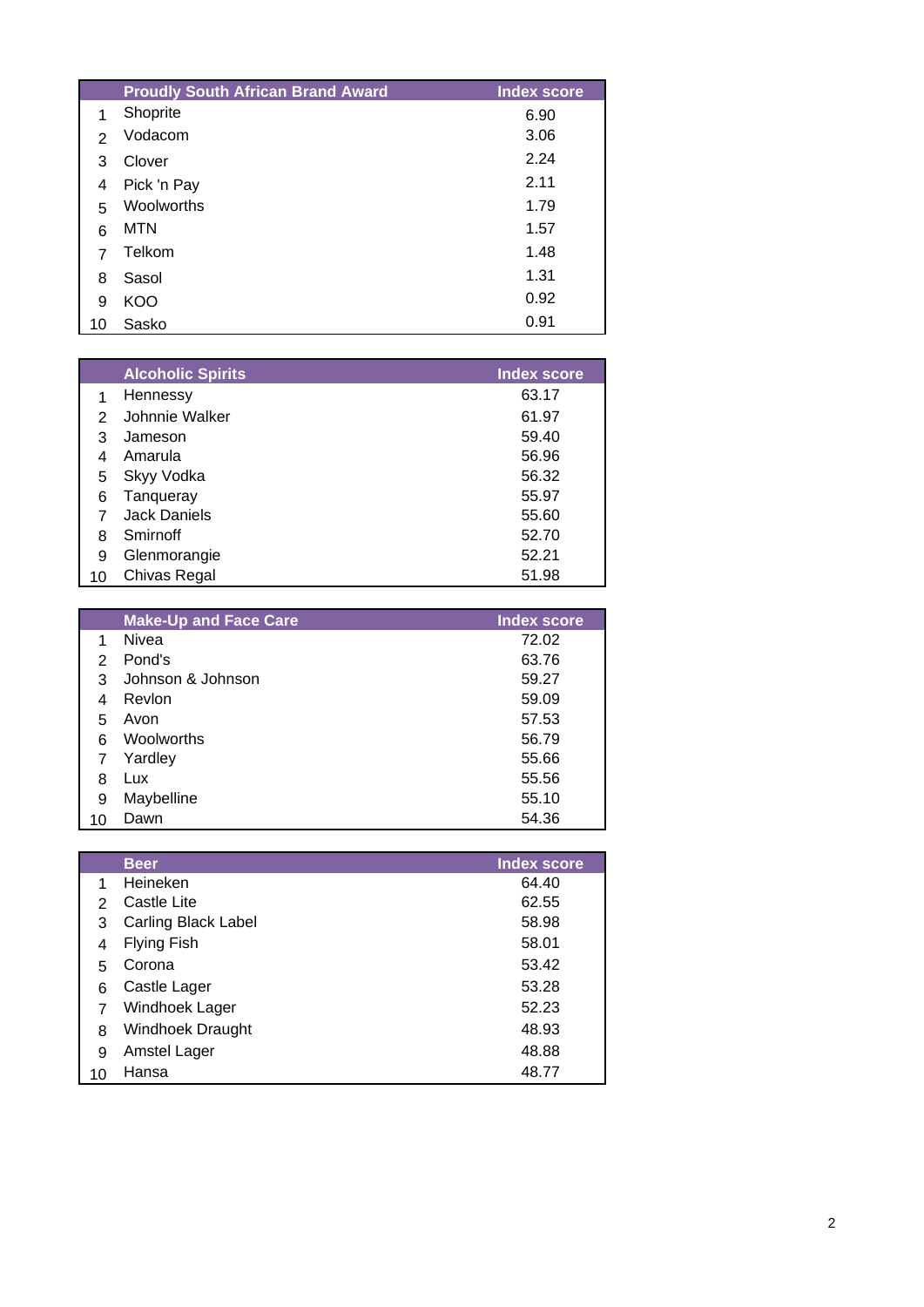| | Proudly South African Brand Award | Index score |
|---|---|---|
| 1 | Shoprite | 6.90 |
| 2 | Vodacom | 3.06 |
| 3 | Clover | 2.24 |
| 4 | Pick 'n Pay | 2.11 |
| 5 | Woolworths | 1.79 |
| 6 | MTN | 1.57 |
| 7 | Telkom | 1.48 |
| 8 | Sasol | 1.31 |
| 9 | KOO | 0.92 |
| 10 | Sasko | 0.91 |

| | Alcoholic Spirits | Index score |
|---|---|---|
| 1 | Hennessy | 63.17 |
| 2 | Johnnie Walker | 61.97 |
| 3 | Jameson | 59.40 |
| 4 | Amarula | 56.96 |
| 5 | Skyy Vodka | 56.32 |
| 6 | Tanqueray | 55.97 |
| 7 | Jack Daniels | 55.60 |
| 8 | Smirnoff | 52.70 |
| 9 | Glenmorangie | 52.21 |
| 10 | Chivas Regal | 51.98 |

| | Make-Up and Face Care | Index score |
|---|---|---|
| 1 | Nivea | 72.02 |
| 2 | Pond's | 63.76 |
| 3 | Johnson & Johnson | 59.27 |
| 4 | Revlon | 59.09 |
| 5 | Avon | 57.53 |
| 6 | Woolworths | 56.79 |
| 7 | Yardley | 55.66 |
| 8 | Lux | 55.56 |
| 9 | Maybelline | 55.10 |
| 10 | Dawn | 54.36 |

| | Beer | Index score |
|---|---|---|
| 1 | Heineken | 64.40 |
| 2 | Castle Lite | 62.55 |
| 3 | Carling Black Label | 58.98 |
| 4 | Flying Fish | 58.01 |
| 5 | Corona | 53.42 |
| 6 | Castle Lager | 53.28 |
| 7 | Windhoek Lager | 52.23 |
| 8 | Windhoek Draught | 48.93 |
| 9 | Amstel Lager | 48.88 |
| 10 | Hansa | 48.77 |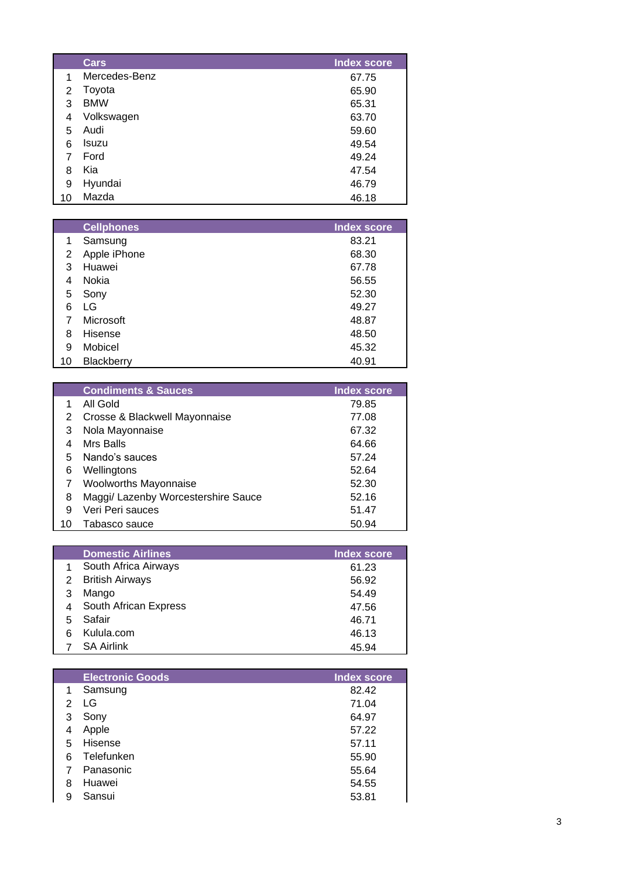| | Cars | Index score |
|---|---|---|
| 1 | Mercedes-Benz | 67.75 |
| 2 | Toyota | 65.90 |
| 3 | BMW | 65.31 |
| 4 | Volkswagen | 63.70 |
| 5 | Audi | 59.60 |
| 6 | Isuzu | 49.54 |
| 7 | Ford | 49.24 |
| 8 | Kia | 47.54 |
| 9 | Hyundai | 46.79 |
| 10 | Mazda | 46.18 |

| | Cellphones | Index score |
|---|---|---|
| 1 | Samsung | 83.21 |
| 2 | Apple iPhone | 68.30 |
| 3 | Huawei | 67.78 |
| 4 | Nokia | 56.55 |
| 5 | Sony | 52.30 |
| 6 | LG | 49.27 |
| 7 | Microsoft | 48.87 |
| 8 | Hisense | 48.50 |
| 9 | Mobicel | 45.32 |
| 10 | Blackberry | 40.91 |

| | Condiments & Sauces | Index score |
|---|---|---|
| 1 | All Gold | 79.85 |
| 2 | Crosse & Blackwell Mayonnaise | 77.08 |
| 3 | Nola Mayonnaise | 67.32 |
| 4 | Mrs Balls | 64.66 |
| 5 | Nando’s sauces | 57.24 |
| 6 | Wellingtons | 52.64 |
| 7 | Woolworths Mayonnaise | 52.30 |
| 8 | Maggi/ Lazenby Worcestershire Sauce | 52.16 |
| 9 | Veri Peri sauces | 51.47 |
| 10 | Tabasco sauce | 50.94 |

| | Domestic Airlines | Index score |
|---|---|---|
| 1 | South Africa Airways | 61.23 |
| 2 | British Airways | 56.92 |
| 3 | Mango | 54.49 |
| 4 | South African Express | 47.56 |
| 5 | Safair | 46.71 |
| 6 | Kulula.com | 46.13 |
| 7 | SA Airlink | 45.94 |

| | Electronic Goods | Index score |
|---|---|---|
| 1 | Samsung | 82.42 |
| 2 | LG | 71.04 |
| 3 | Sony | 64.97 |
| 4 | Apple | 57.22 |
| 5 | Hisense | 57.11 |
| 6 | Telefunken | 55.90 |
| 7 | Panasonic | 55.64 |
| 8 | Huawei | 54.55 |
| 9 | Sansui | 53.81 |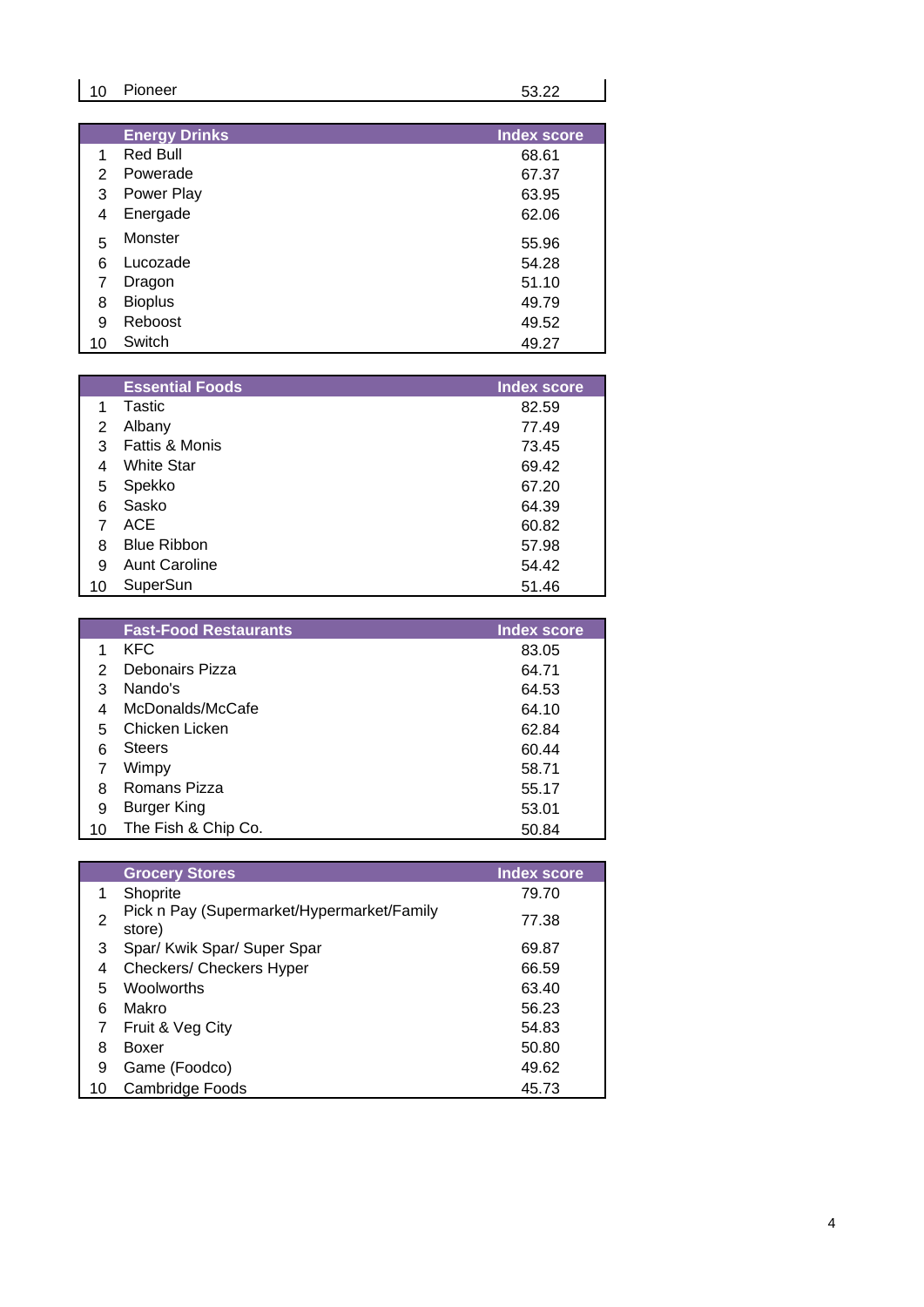| | | |
|---|---|---|
| 10 | Pioneer | 53.22 |

| | Energy Drinks | Index score |
|---|---|---|
| 1 | Red Bull | 68.61 |
| 2 | Powerade | 67.37 |
| 3 | Power Play | 63.95 |
| 4 | Energade | 62.06 |
| 5 | Monster | 55.96 |
| 6 | Lucozade | 54.28 |
| 7 | Dragon | 51.10 |
| 8 | Bioplus | 49.79 |
| 9 | Reboost | 49.52 |
| 10 | Switch | 49.27 |

| | Essential Foods | Index score |
|---|---|---|
| 1 | Tastic | 82.59 |
| 2 | Albany | 77.49 |
| 3 | Fattis & Monis | 73.45 |
| 4 | White Star | 69.42 |
| 5 | Spekko | 67.20 |
| 6 | Sasko | 64.39 |
| 7 | ACE | 60.82 |
| 8 | Blue Ribbon | 57.98 |
| 9 | Aunt Caroline | 54.42 |
| 10 | SuperSun | 51.46 |

| | Fast-Food Restaurants | Index score |
|---|---|---|
| 1 | KFC | 83.05 |
| 2 | Debonairs Pizza | 64.71 |
| 3 | Nando's | 64.53 |
| 4 | McDonalds/McCafe | 64.10 |
| 5 | Chicken Licken | 62.84 |
| 6 | Steers | 60.44 |
| 7 | Wimpy | 58.71 |
| 8 | Romans Pizza | 55.17 |
| 9 | Burger King | 53.01 |
| 10 | The Fish & Chip Co. | 50.84 |

| | Grocery Stores | Index score |
|---|---|---|
| 1 | Shoprite | 79.70 |
| 2 | Pick n Pay (Supermarket/Hypermarket/Family store) | 77.38 |
| 3 | Spar/ Kwik Spar/ Super Spar | 69.87 |
| 4 | Checkers/ Checkers Hyper | 66.59 |
| 5 | Woolworths | 63.40 |
| 6 | Makro | 56.23 |
| 7 | Fruit & Veg City | 54.83 |
| 8 | Boxer | 50.80 |
| 9 | Game (Foodco) | 49.62 |
| 10 | Cambridge Foods | 45.73 |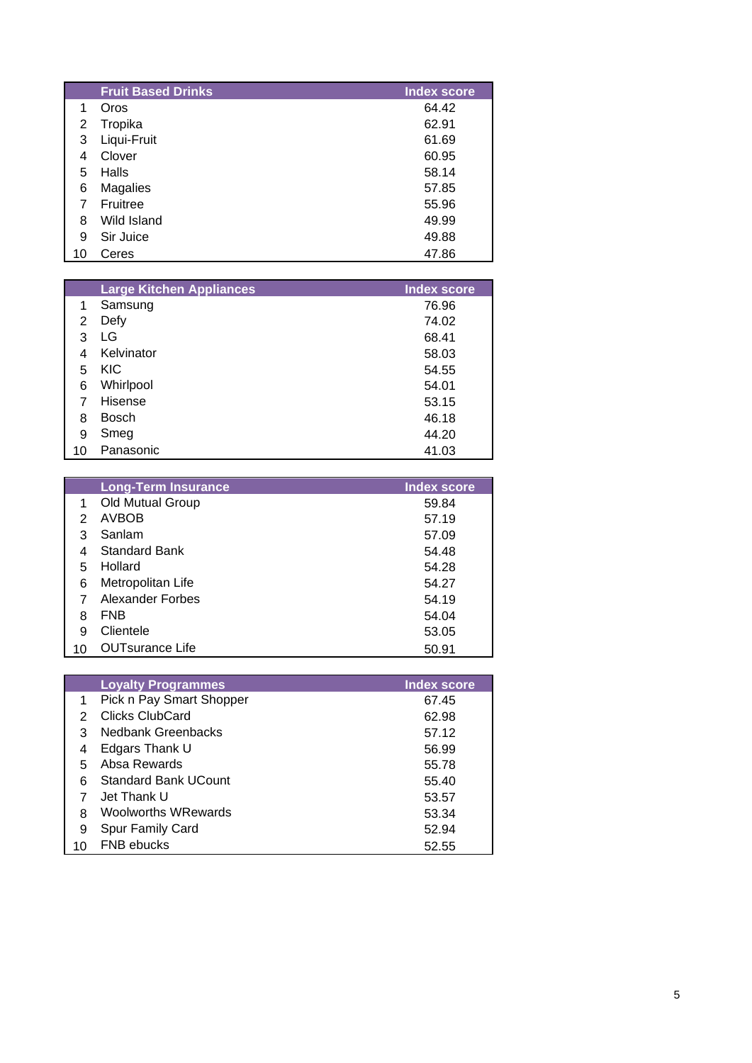| | Fruit Based Drinks | Index score |
|---|---|---|
| 1 | Oros | 64.42 |
| 2 | Tropika | 62.91 |
| 3 | Liqui-Fruit | 61.69 |
| 4 | Clover | 60.95 |
| 5 | Halls | 58.14 |
| 6 | Magalies | 57.85 |
| 7 | Fruitree | 55.96 |
| 8 | Wild Island | 49.99 |
| 9 | Sir Juice | 49.88 |
| 10 | Ceres | 47.86 |

| | Large Kitchen Appliances | Index score |
|---|---|---|
| 1 | Samsung | 76.96 |
| 2 | Defy | 74.02 |
| 3 | LG | 68.41 |
| 4 | Kelvinator | 58.03 |
| 5 | KIC | 54.55 |
| 6 | Whirlpool | 54.01 |
| 7 | Hisense | 53.15 |
| 8 | Bosch | 46.18 |
| 9 | Smeg | 44.20 |
| 10 | Panasonic | 41.03 |

| | Long-Term Insurance | Index score |
|---|---|---|
| 1 | Old Mutual Group | 59.84 |
| 2 | AVBOB | 57.19 |
| 3 | Sanlam | 57.09 |
| 4 | Standard Bank | 54.48 |
| 5 | Hollard | 54.28 |
| 6 | Metropolitan Life | 54.27 |
| 7 | Alexander Forbes | 54.19 |
| 8 | FNB | 54.04 |
| 9 | Clientele | 53.05 |
| 10 | OUTsurance Life | 50.91 |

| | Loyalty Programmes | Index score |
|---|---|---|
| 1 | Pick n Pay Smart Shopper | 67.45 |
| 2 | Clicks ClubCard | 62.98 |
| 3 | Nedbank Greenbacks | 57.12 |
| 4 | Edgars Thank U | 56.99 |
| 5 | Absa Rewards | 55.78 |
| 6 | Standard Bank UCount | 55.40 |
| 7 | Jet Thank U | 53.57 |
| 8 | Woolworths WRewards | 53.34 |
| 9 | Spur Family Card | 52.94 |
| 10 | FNB ebucks | 52.55 |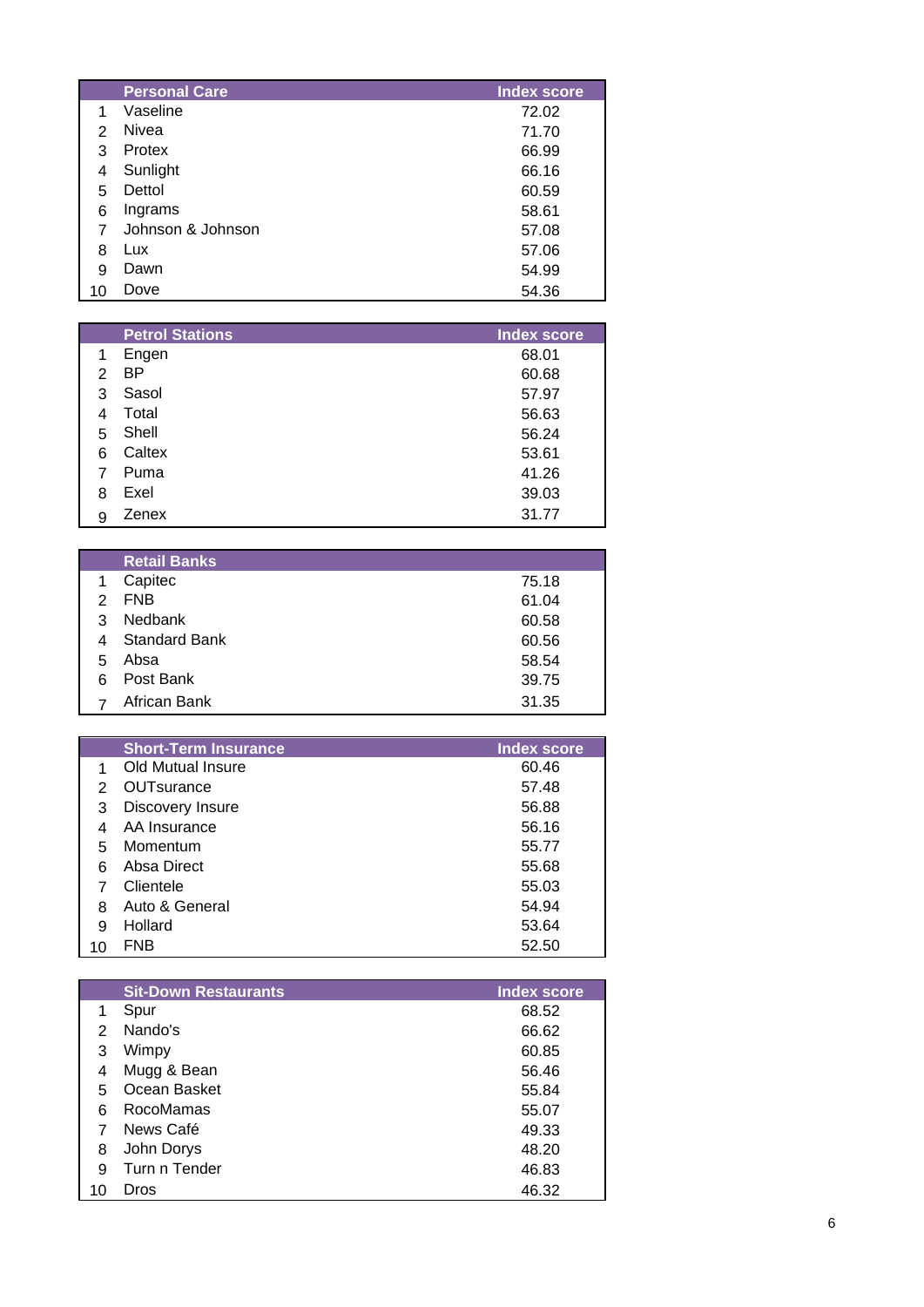| | Personal Care | Index score |
|---|---|---|
| 1 | Vaseline | 72.02 |
| 2 | Nivea | 71.70 |
| 3 | Protex | 66.99 |
| 4 | Sunlight | 66.16 |
| 5 | Dettol | 60.59 |
| 6 | Ingrams | 58.61 |
| 7 | Johnson & Johnson | 57.08 |
| 8 | Lux | 57.06 |
| 9 | Dawn | 54.99 |
| 10 | Dove | 54.36 |

| | Petrol Stations | Index score |
|---|---|---|
| 1 | Engen | 68.01 |
| 2 | BP | 60.68 |
| 3 | Sasol | 57.97 |
| 4 | Total | 56.63 |
| 5 | Shell | 56.24 |
| 6 | Caltex | 53.61 |
| 7 | Puma | 41.26 |
| 8 | Exel | 39.03 |
| 9 | Zenex | 31.77 |

| | Retail Banks | |
|---|---|---|
| 1 | Capitec | 75.18 |
| 2 | FNB | 61.04 |
| 3 | Nedbank | 60.58 |
| 4 | Standard Bank | 60.56 |
| 5 | Absa | 58.54 |
| 6 | Post Bank | 39.75 |
| 7 | African Bank | 31.35 |

| | Short-Term Insurance | Index score |
|---|---|---|
| 1 | Old Mutual Insure | 60.46 |
| 2 | OUTsurance | 57.48 |
| 3 | Discovery Insure | 56.88 |
| 4 | AA Insurance | 56.16 |
| 5 | Momentum | 55.77 |
| 6 | Absa Direct | 55.68 |
| 7 | Clientele | 55.03 |
| 8 | Auto & General | 54.94 |
| 9 | Hollard | 53.64 |
| 10 | FNB | 52.50 |

| | Sit-Down Restaurants | Index score |
|---|---|---|
| 1 | Spur | 68.52 |
| 2 | Nando's | 66.62 |
| 3 | Wimpy | 60.85 |
| 4 | Mugg & Bean | 56.46 |
| 5 | Ocean Basket | 55.84 |
| 6 | RocoMamas | 55.07 |
| 7 | News Café | 49.33 |
| 8 | John Dorys | 48.20 |
| 9 | Turn n Tender | 46.83 |
| 10 | Dros | 46.32 |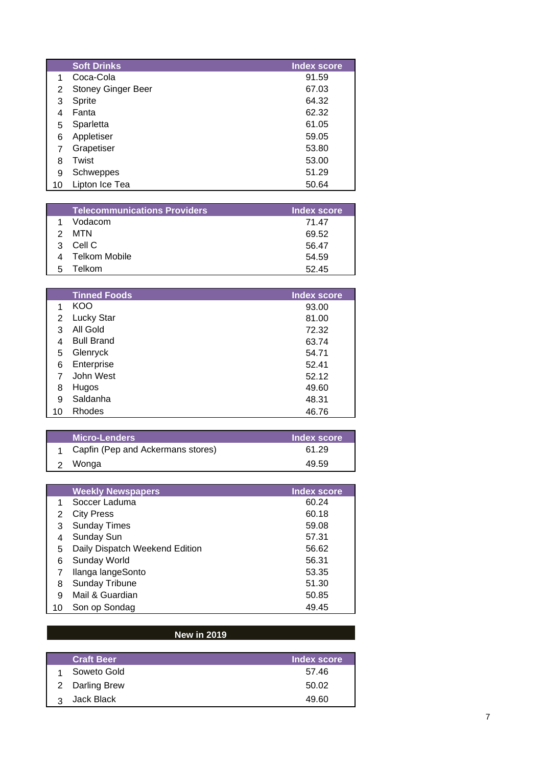| | Soft Drinks | Index score |
|---|---|---|
| 1 | Coca-Cola | 91.59 |
| 2 | Stoney Ginger Beer | 67.03 |
| 3 | Sprite | 64.32 |
| 4 | Fanta | 62.32 |
| 5 | Sparletta | 61.05 |
| 6 | Appletiser | 59.05 |
| 7 | Grapetiser | 53.80 |
| 8 | Twist | 53.00 |
| 9 | Schweppes | 51.29 |
| 10 | Lipton Ice Tea | 50.64 |

| | Telecommunications Providers | Index score |
|---|---|---|
| 1 | Vodacom | 71.47 |
| 2 | MTN | 69.52 |
| 3 | Cell C | 56.47 |
| 4 | Telkom Mobile | 54.59 |
| 5 | Telkom | 52.45 |

| | Tinned Foods | Index score |
|---|---|---|
| 1 | KOO | 93.00 |
| 2 | Lucky Star | 81.00 |
| 3 | All Gold | 72.32 |
| 4 | Bull Brand | 63.74 |
| 5 | Glenryck | 54.71 |
| 6 | Enterprise | 52.41 |
| 7 | John West | 52.12 |
| 8 | Hugos | 49.60 |
| 9 | Saldanha | 48.31 |
| 10 | Rhodes | 46.76 |

| | Micro-Lenders | Index score |
|---|---|---|
| 1 | Capfin (Pep and Ackermans stores) | 61.29 |
| 2 | Wonga | 49.59 |

| | Weekly Newspapers | Index score |
|---|---|---|
| 1 | Soccer Laduma | 60.24 |
| 2 | City Press | 60.18 |
| 3 | Sunday Times | 59.08 |
| 4 | Sunday Sun | 57.31 |
| 5 | Daily Dispatch Weekend Edition | 56.62 |
| 6 | Sunday World | 56.31 |
| 7 | Ilanga langeSonto | 53.35 |
| 8 | Sunday Tribune | 51.30 |
| 9 | Mail & Guardian | 50.85 |
| 10 | Son op Sondag | 49.45 |

## New in 2019

| | Craft Beer | Index score |
|---|---|---|
| 1 | Soweto Gold | 57.46 |
| 2 | Darling Brew | 50.02 |
| 3 | Jack Black | 49.60 |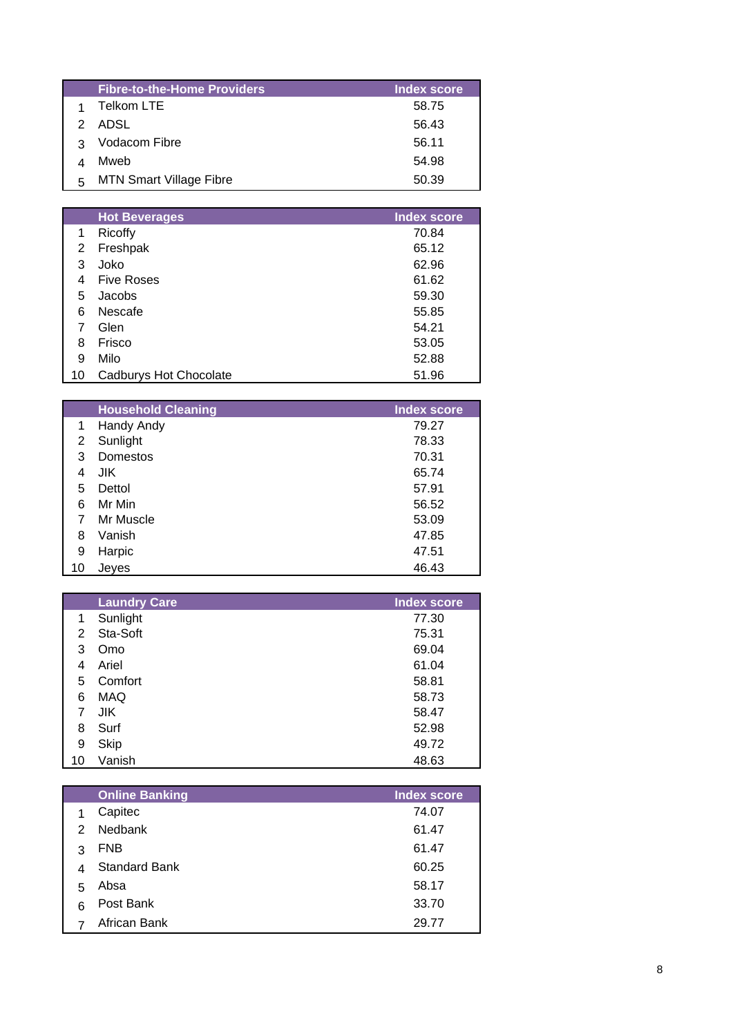| | Fibre-to-the-Home Providers | Index score |
|---|---|---|
| 1 | Telkom LTE | 58.75 |
| 2 | ADSL | 56.43 |
| 3 | Vodacom Fibre | 56.11 |
| 4 | Mweb | 54.98 |
| 5 | MTN Smart Village Fibre | 50.39 |

| | Hot Beverages | Index score |
|---|---|---|
| 1 | Ricoffy | 70.84 |
| 2 | Freshpak | 65.12 |
| 3 | Joko | 62.96 |
| 4 | Five Roses | 61.62 |
| 5 | Jacobs | 59.30 |
| 6 | Nescafe | 55.85 |
| 7 | Glen | 54.21 |
| 8 | Frisco | 53.05 |
| 9 | Milo | 52.88 |
| 10 | Cadburys Hot Chocolate | 51.96 |

| | Household Cleaning | Index score |
|---|---|---|
| 1 | Handy Andy | 79.27 |
| 2 | Sunlight | 78.33 |
| 3 | Domestos | 70.31 |
| 4 | JIK | 65.74 |
| 5 | Dettol | 57.91 |
| 6 | Mr Min | 56.52 |
| 7 | Mr Muscle | 53.09 |
| 8 | Vanish | 47.85 |
| 9 | Harpic | 47.51 |
| 10 | Jeyes | 46.43 |

| | Laundry Care | Index score |
|---|---|---|
| 1 | Sunlight | 77.30 |
| 2 | Sta-Soft | 75.31 |
| 3 | Omo | 69.04 |
| 4 | Ariel | 61.04 |
| 5 | Comfort | 58.81 |
| 6 | MAQ | 58.73 |
| 7 | JIK | 58.47 |
| 8 | Surf | 52.98 |
| 9 | Skip | 49.72 |
| 10 | Vanish | 48.63 |

| | Online Banking | Index score |
|---|---|---|
| 1 | Capitec | 74.07 |
| 2 | Nedbank | 61.47 |
| 3 | FNB | 61.47 |
| 4 | Standard Bank | 60.25 |
| 5 | Absa | 58.17 |
| 6 | Post Bank | 33.70 |
| 7 | African Bank | 29.77 |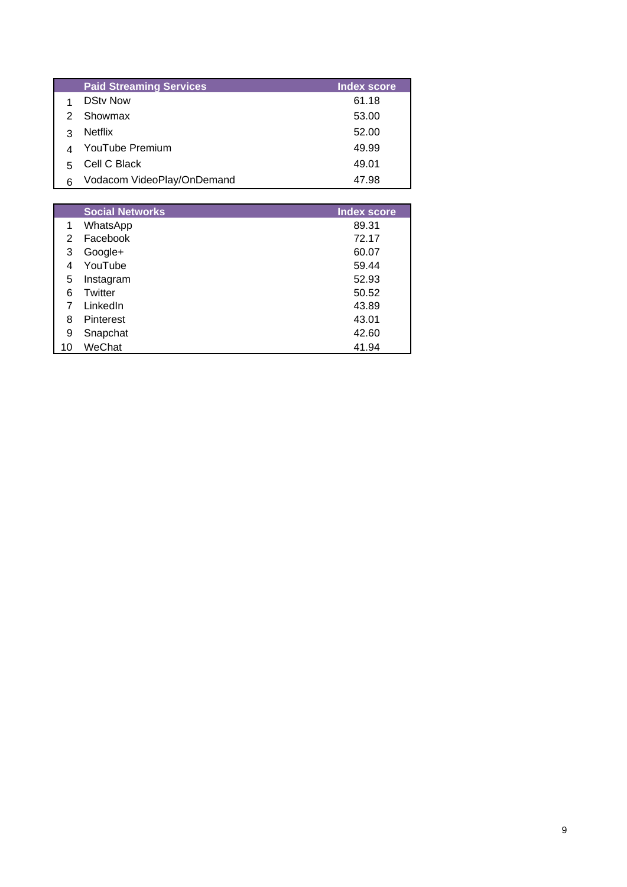| | Paid Streaming Services | Index score |
|---|---|---|
| 1 | DStv Now | 61.18 |
| 2 | Showmax | 53.00 |
| 3 | Netflix | 52.00 |
| 4 | YouTube Premium | 49.99 |
| 5 | Cell C Black | 49.01 |
| 6 | Vodacom VideoPlay/OnDemand | 47.98 |

| | Social Networks | Index score |
|---|---|---|
| 1 | WhatsApp | 89.31 |
| 2 | Facebook | 72.17 |
| 3 | Google+ | 60.07 |
| 4 | YouTube | 59.44 |
| 5 | Instagram | 52.93 |
| 6 | Twitter | 50.52 |
| 7 | LinkedIn | 43.89 |
| 8 | Pinterest | 43.01 |
| 9 | Snapchat | 42.60 |
| 10 | WeChat | 41.94 |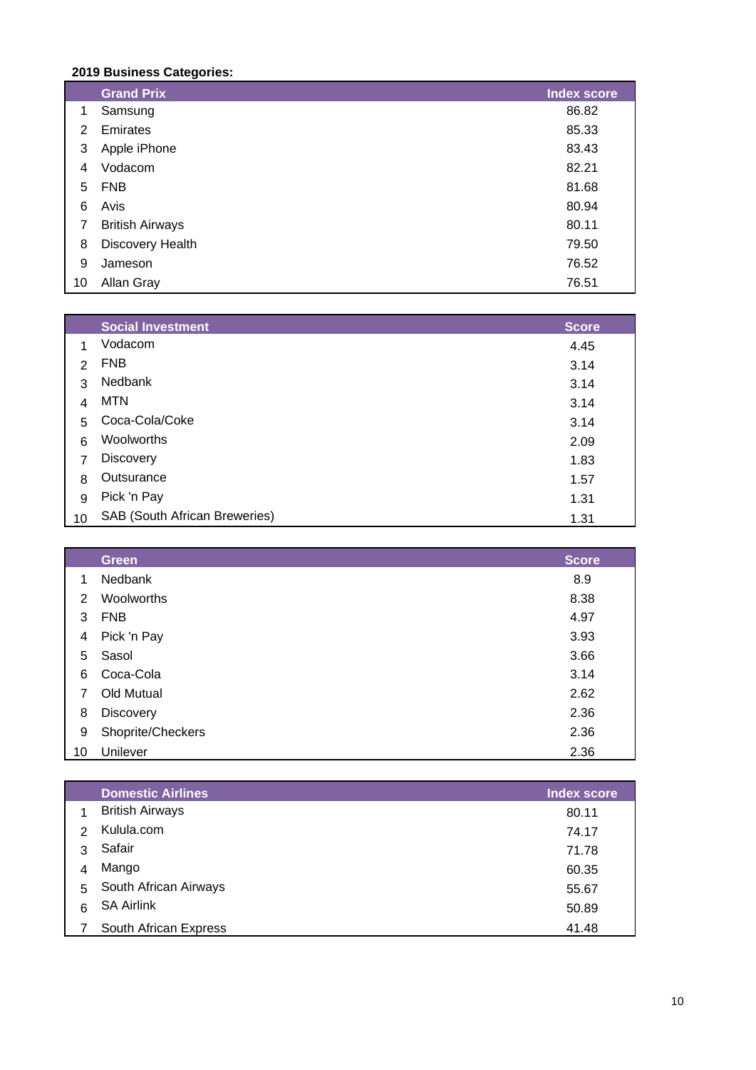**2019 Business Categories:**

| | Grand Prix | Index score |
|---|---|---|
| 1 | Samsung | 86.82 |
| 2 | Emirates | 85.33 |
| 3 | Apple iPhone | 83.43 |
| 4 | Vodacom | 82.21 |
| 5 | FNB | 81.68 |
| 6 | Avis | 80.94 |
| 7 | British Airways | 80.11 |
| 8 | Discovery Health | 79.50 |
| 9 | Jameson | 76.52 |
| 10 | Allan Gray | 76.51 |

| | Social Investment | Score |
|---|---|---|
| 1 | Vodacom | 4.45 |
| 2 | FNB | 3.14 |
| 3 | Nedbank | 3.14 |
| 4 | MTN | 3.14 |
| 5 | Coca-Cola/Coke | 3.14 |
| 6 | Woolworths | 2.09 |
| 7 | Discovery | 1.83 |
| 8 | Outsurance | 1.57 |
| 9 | Pick 'n Pay | 1.31 |
| 10 | SAB (South African Breweries) | 1.31 |

| | Green | Score |
|---|---|---|
| 1 | Nedbank | 8.9 |
| 2 | Woolworths | 8.38 |
| 3 | FNB | 4.97 |
| 4 | Pick 'n Pay | 3.93 |
| 5 | Sasol | 3.66 |
| 6 | Coca-Cola | 3.14 |
| 7 | Old Mutual | 2.62 |
| 8 | Discovery | 2.36 |
| 9 | Shoprite/Checkers | 2.36 |
| 10 | Unilever | 2.36 |

| | Domestic Airlines | Index score |
|---|---|---|
| 1 | British Airways | 80.11 |
| 2 | Kulula.com | 74.17 |
| 3 | Safair | 71.78 |
| 4 | Mango | 60.35 |
| 5 | South African Airways | 55.67 |
| 6 | SA Airlink | 50.89 |
| 7 | South African Express | 41.48 |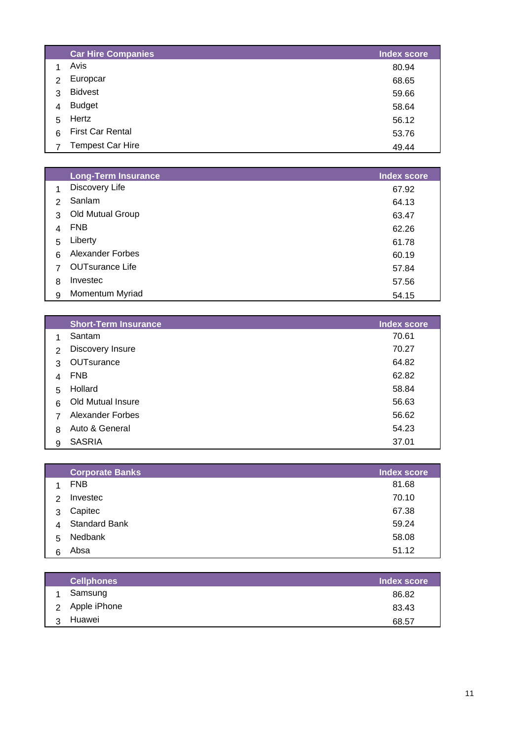| | Car Hire Companies | Index score |
|---|---|---|
| 1 | Avis | 80.94 |
| 2 | Europcar | 68.65 |
| 3 | Bidvest | 59.66 |
| 4 | Budget | 58.64 |
| 5 | Hertz | 56.12 |
| 6 | First Car Rental | 53.76 |
| 7 | Tempest Car Hire | 49.44 |

| | Long-Term Insurance | Index score |
|---|---|---|
| 1 | Discovery Life | 67.92 |
| 2 | Sanlam | 64.13 |
| 3 | Old Mutual Group | 63.47 |
| 4 | FNB | 62.26 |
| 5 | Liberty | 61.78 |
| 6 | Alexander Forbes | 60.19 |
| 7 | OUTsurance Life | 57.84 |
| 8 | Investec | 57.56 |
| 9 | Momentum Myriad | 54.15 |

| | Short-Term Insurance | Index score |
|---|---|---|
| 1 | Santam | 70.61 |
| 2 | Discovery Insure | 70.27 |
| 3 | OUTsurance | 64.82 |
| 4 | FNB | 62.82 |
| 5 | Hollard | 58.84 |
| 6 | Old Mutual Insure | 56.63 |
| 7 | Alexander Forbes | 56.62 |
| 8 | Auto & General | 54.23 |
| 9 | SASRIA | 37.01 |

| | Corporate Banks | Index score |
|---|---|---|
| 1 | FNB | 81.68 |
| 2 | Investec | 70.10 |
| 3 | Capitec | 67.38 |
| 4 | Standard Bank | 59.24 |
| 5 | Nedbank | 58.08 |
| 6 | Absa | 51.12 |

| | Cellphones | Index score |
|---|---|---|
| 1 | Samsung | 86.82 |
| 2 | Apple iPhone | 83.43 |
| 3 | Huawei | 68.57 |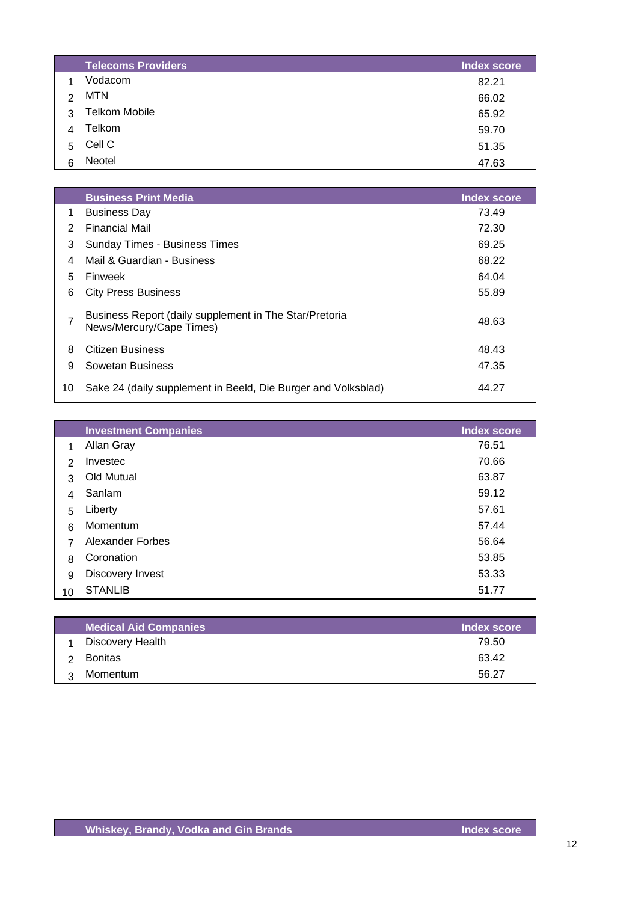| | Telecoms Providers | Index score |
|---|---|---|
| 1 | Vodacom | 82.21 |
| 2 | MTN | 66.02 |
| 3 | Telkom Mobile | 65.92 |
| 4 | Telkom | 59.70 |
| 5 | Cell C | 51.35 |
| 6 | Neotel | 47.63 |

| | Business Print Media | Index score |
|---|---|---|
| 1 | Business Day | 73.49 |
| 2 | Financial Mail | 72.30 |
| 3 | Sunday Times - Business Times | 69.25 |
| 4 | Mail & Guardian - Business | 68.22 |
| 5 | Finweek | 64.04 |
| 6 | City Press Business | 55.89 |
| 7 | Business Report (daily supplement in The Star/Pretoria News/Mercury/Cape Times) | 48.63 |
| 8 | Citizen Business | 48.43 |
| 9 | Sowetan Business | 47.35 |
| 10 | Sake 24 (daily supplement in Beeld, Die Burger and Volksblad) | 44.27 |

| | Investment Companies | Index score |
|---|---|---|
| 1 | Allan Gray | 76.51 |
| 2 | Investec | 70.66 |
| 3 | Old Mutual | 63.87 |
| 4 | Sanlam | 59.12 |
| 5 | Liberty | 57.61 |
| 6 | Momentum | 57.44 |
| 7 | Alexander Forbes | 56.64 |
| 8 | Coronation | 53.85 |
| 9 | Discovery Invest | 53.33 |
| 10 | STANLIB | 51.77 |

| | Medical Aid Companies | Index score |
|---|---|---|
| 1 | Discovery Health | 79.50 |
| 2 | Bonitas | 63.42 |
| 3 | Momentum | 56.27 |

| | Whiskey, Brandy, Vodka and Gin Brands | Index score |
|---|---|---|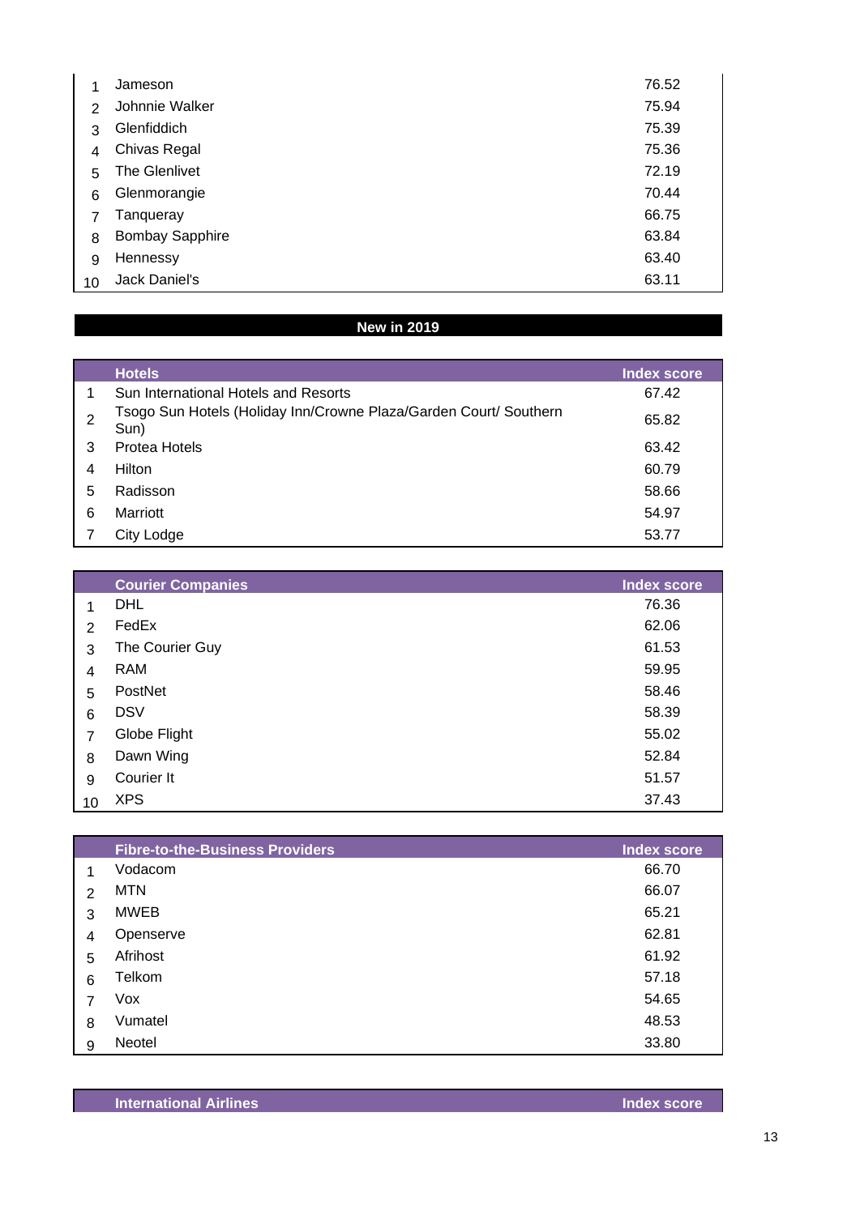| | | |
|---|---|---|
| 1 | Jameson | 76.52 |
| 2 | Johnnie Walker | 75.94 |
| 3 | Glenfiddich | 75.39 |
| 4 | Chivas Regal | 75.36 |
| 5 | The Glenlivet | 72.19 |
| 6 | Glenmorangie | 70.44 |
| 7 | Tanqueray | 66.75 |
| 8 | Bombay Sapphire | 63.84 |
| 9 | Hennessy | 63.40 |
| 10 | Jack Daniel's | 63.11 |

## New in 2019

| | Hotels | Index score |
|---|---|---|
| 1 | Sun International Hotels and Resorts | 67.42 |
| 2 | Tsogo Sun Hotels (Holiday Inn/Crowne Plaza/Garden Court/ Southern Sun) | 65.82 |
| 3 | Protea Hotels | 63.42 |
| 4 | Hilton | 60.79 |
| 5 | Radisson | 58.66 |
| 6 | Marriott | 54.97 |
| 7 | City Lodge | 53.77 |

| | Courier Companies | Index score |
|---|---|---|
| 1 | DHL | 76.36 |
| 2 | FedEx | 62.06 |
| 3 | The Courier Guy | 61.53 |
| 4 | RAM | 59.95 |
| 5 | PostNet | 58.46 |
| 6 | DSV | 58.39 |
| 7 | Globe Flight | 55.02 |
| 8 | Dawn Wing | 52.84 |
| 9 | Courier It | 51.57 |
| 10 | XPS | 37.43 |

| | Fibre-to-the-Business Providers | Index score |
|---|---|---|
| 1 | Vodacom | 66.70 |
| 2 | MTN | 66.07 |
| 3 | MWEB | 65.21 |
| 4 | Openserve | 62.81 |
| 5 | Afrihost | 61.92 |
| 6 | Telkom | 57.18 |
| 7 | Vox | 54.65 |
| 8 | Vumatel | 48.53 |
| 9 | Neotel | 33.80 |

| | International Airlines | Index score |
|---|---|---|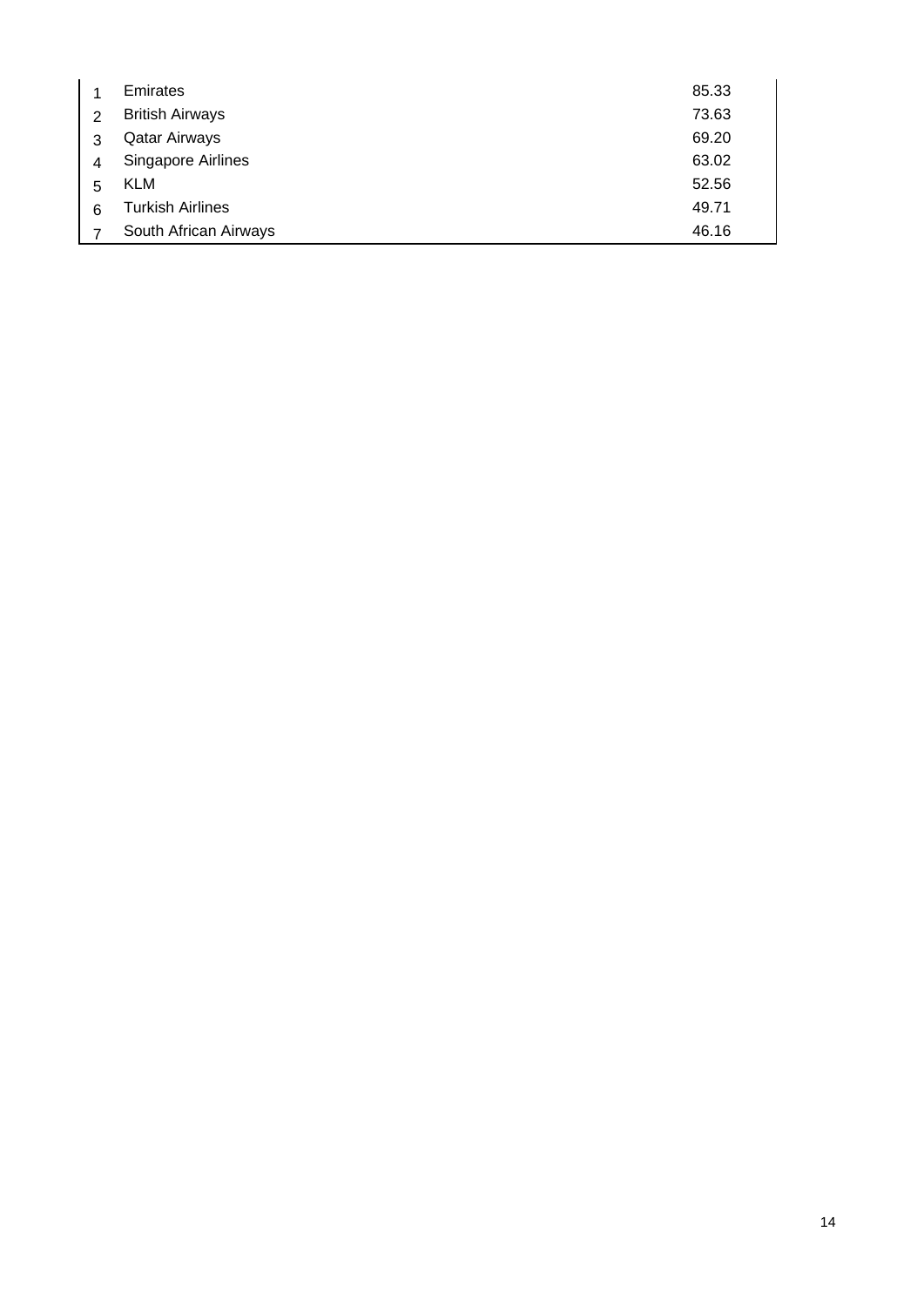| | | |
|---|---|---|
| 1 | Emirates | 85.33 |
| 2 | British Airways | 73.63 |
| 3 | Qatar Airways | 69.20 |
| 4 | Singapore Airlines | 63.02 |
| 5 | KLM | 52.56 |
| 6 | Turkish Airlines | 49.71 |
| 7 | South African Airways | 46.16 |